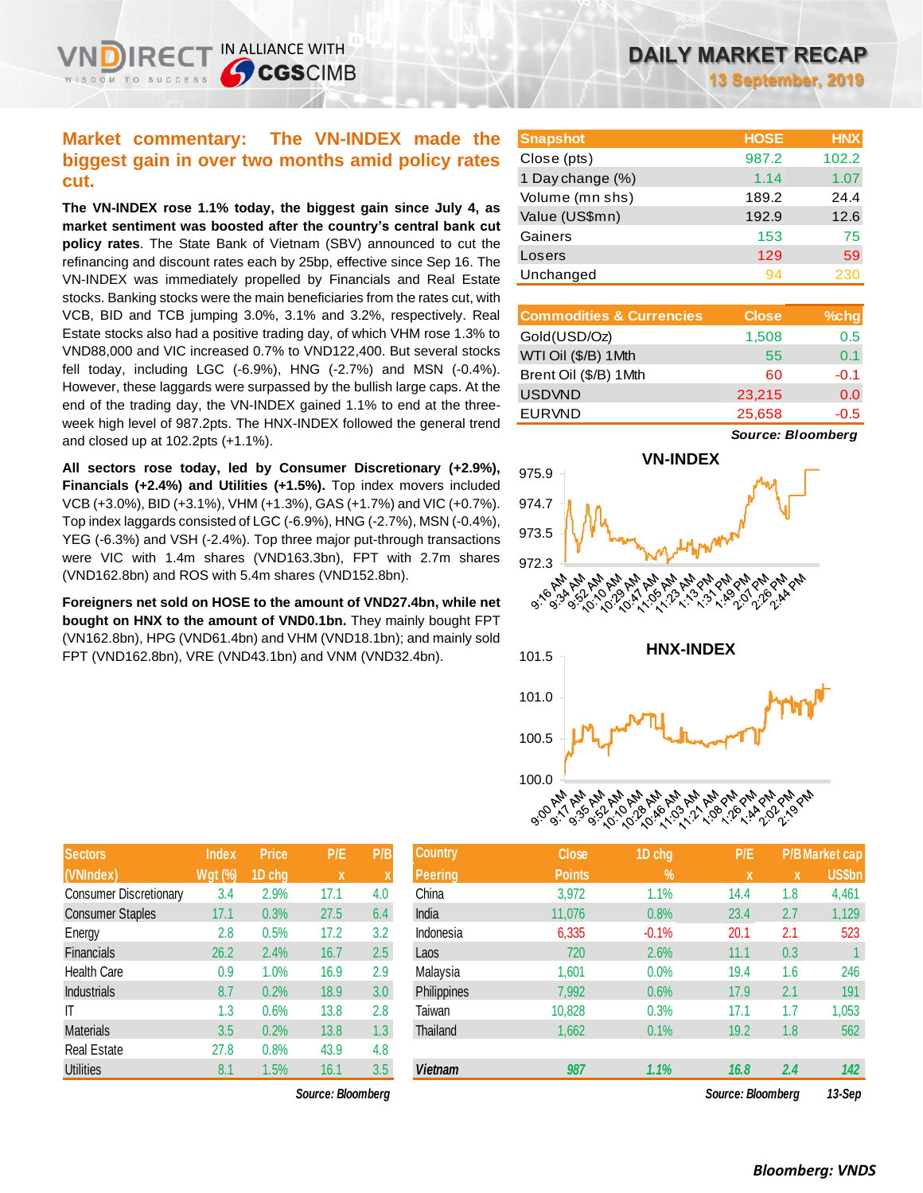# DAILY MARKET RECAP

**13 September, 2019**

## Market commentary: The VN-INDEX made the biggest gain in over two months amid policy rates cut.

**The VN-INDEX rose 1.1% today, the biggest gain since July 4, as market sentiment was boosted after the country's central bank cut policy rates**. The State Bank of Vietnam (SBV) announced to cut the refinancing and discount rates each by 25bp, effective since Sep 16. The VN-INDEX was immediately propelled by Financials and Real Estate stocks. Banking stocks were the main beneficiaries from the rates cut, with VCB, BID and TCB jumping 3.0%, 3.1% and 3.2%, respectively. Real Estate stocks also had a positive trading day, of which VHM rose 1.3% to VND88,000 and VIC increased 0.7% to VND122,400. But several stocks fell today, including LGC (-6.9%), HNG (-2.7%) and MSN (-0.4%). However, these laggards were surpassed by the bullish large caps. At the end of the trading day, the VN-INDEX gained 1.1% to end at the three-week high level of 987.2pts. The HNX-INDEX followed the general trend and closed up at 102.2pts (+1.1%).

**All sectors rose today, led by Consumer Discretionary (+2.9%), Financials (+2.4%) and Utilities (+1.5%).** Top index movers included VCB (+3.0%), BID (+3.1%), VHM (+1.3%), GAS (+1.7%) and VIC (+0.7%). Top index laggards consisted of LGC (-6.9%), HNG (-2.7%), MSN (-0.4%), YEG (-6.3%) and VSH (-2.4%). Top three major put-through transactions were VIC with 1.4m shares (VND163.3bn), FPT with 2.7m shares (VND162.8bn) and ROS with 5.4m shares (VND152.8bn).

**Foreigners net sold on HOSE to the amount of VND27.4bn, while net bought on HNX to the amount of VND0.1bn.** They mainly bought FPT (VN162.8bn), HPG (VND61.4bn) and VHM (VND18.1bn); and mainly sold FPT (VND162.8bn), VRE (VND43.1bn) and VNM (VND32.4bn).

| Snapshot | HOSE | HNX |
|---|---|---|
| Close (pts) | 987.2 | 102.2 |
| 1 Day change (%) | 1.14 | 1.07 |
| Volume (mn shs) | 189.2 | 24.4 |
| Value (US$mn) | 192.9 | 12.6 |
| Gainers | 153 | 75 |
| Losers | 129 | 59 |
| Unchanged | 94 | 230 |

| Commodities & Currencies | Close | %chg |
|---|---|---|
| Gold(USD/Oz) | 1,508 | 0.5 |
| WTI Oil ($/B) 1Mth | 55 | 0.1 |
| Brent Oil ($/B) 1Mth | 60 | -0.1 |
| USDVND | 23,215 | 0.0 |
| EURVND | 25,658 | -0.5 |

*Source: Bloomberg*

| Sectors (VNIndex) | Index Wgt (%) | Price 1D chg | P/E x | P/B x |
|---|---|---|---|---|
| Consumer Discretionary | 3.4 | 2.9% | 17.1 | 4.0 |
| Consumer Staples | 17.1 | 0.3% | 27.5 | 6.4 |
| Energy | 2.8 | 0.5% | 17.2 | 3.2 |
| Financials | 26.2 | 2.4% | 16.7 | 2.5 |
| Health Care | 0.9 | 1.0% | 16.9 | 2.9 |
| Industrials | 8.7 | 0.2% | 18.9 | 3.0 |
| IT | 1.3 | 0.6% | 13.8 | 2.8 |
| Materials | 3.5 | 0.2% | 13.8 | 1.3 |
| Real Estate | 27.8 | 0.8% | 43.9 | 4.8 |
| Utilities | 8.1 | 1.5% | 16.1 | 3.5 |

*Source: Bloomberg*

| Country Peering | Close Points | 1D chg % | P/E x | P/B x | Market cap US$bn |
|---|---|---|---|---|---|
| China | 3,972 | 1.1% | 14.4 | 1.8 | 4,461 |
| India | 11,076 | 0.8% | 23.4 | 2.7 | 1,129 |
| Indonesia | 6,335 | -0.1% | 20.1 | 2.1 | 523 |
| Laos | 720 | 2.6% | 11.1 | 0.3 | 1 |
| Malaysia | 1,601 | 0.0% | 19.4 | 1.6 | 246 |
| Philippines | 7,992 | 0.6% | 17.9 | 2.1 | 191 |
| Taiwan | 10,828 | 0.3% | 17.1 | 1.7 | 1,053 |
| Thailand | 1,662 | 0.1% | 19.2 | 1.8 | 562 |
| *Vietnam* | *987* | *1.1%* | *16.8* | *2.4* | *142* |

*Source: Bloomberg* *13-Sep*

*Bloomberg: VNDS*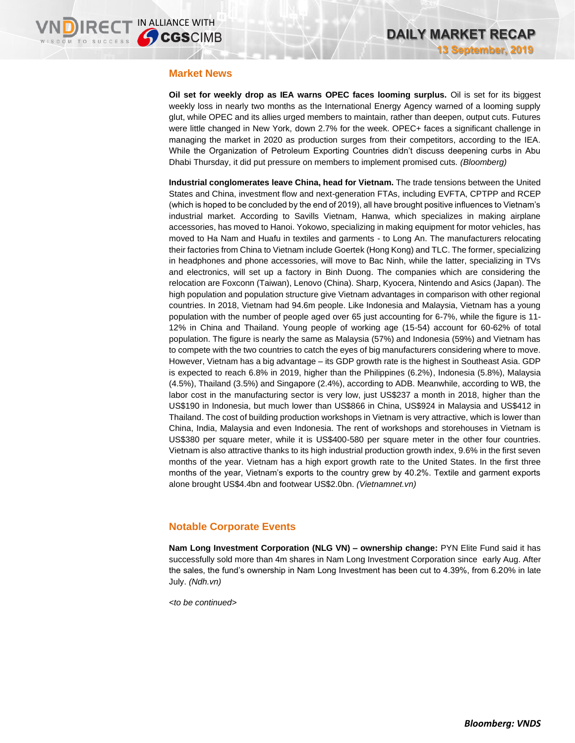## Market News

**Oil set for weekly drop as IEA warns OPEC faces looming surplus.** Oil is set for its biggest weekly loss in nearly two months as the International Energy Agency warned of a looming supply glut, while OPEC and its allies urged members to maintain, rather than deepen, output cuts. Futures were little changed in New York, down 2.7% for the week. OPEC+ faces a significant challenge in managing the market in 2020 as production surges from their competitors, according to the IEA. While the Organization of Petroleum Exporting Countries didn't discuss deepening curbs in Abu Dhabi Thursday, it did put pressure on members to implement promised cuts. *(Bloomberg)*

**Industrial conglomerates leave China, head for Vietnam.** The trade tensions between the United States and China, investment flow and next-generation FTAs, including EVFTA, CPTPP and RCEP (which is hoped to be concluded by the end of 2019), all have brought positive influences to Vietnam's industrial market. According to Savills Vietnam, Hanwa, which specializes in making airplane accessories, has moved to Hanoi. Yokowo, specializing in making equipment for motor vehicles, has moved to Ha Nam and Huafu in textiles and garments - to Long An. The manufacturers relocating their factories from China to Vietnam include Goertek (Hong Kong) and TLC. The former, specializing in headphones and phone accessories, will move to Bac Ninh, while the latter, specializing in TVs and electronics, will set up a factory in Binh Duong. The companies which are considering the relocation are Foxconn (Taiwan), Lenovo (China). Sharp, Kyocera, Nintendo and Asics (Japan). The high population and population structure give Vietnam advantages in comparison with other regional countries. In 2018, Vietnam had 94.6m people. Like Indonesia and Malaysia, Vietnam has a young population with the number of people aged over 65 just accounting for 6-7%, while the figure is 11-12% in China and Thailand. Young people of working age (15-54) account for 60-62% of total population. The figure is nearly the same as Malaysia (57%) and Indonesia (59%) and Vietnam has to compete with the two countries to catch the eyes of big manufacturers considering where to move. However, Vietnam has a big advantage – its GDP growth rate is the highest in Southeast Asia. GDP is expected to reach 6.8% in 2019, higher than the Philippines (6.2%), Indonesia (5.8%), Malaysia (4.5%), Thailand (3.5%) and Singapore (2.4%), according to ADB. Meanwhile, according to WB, the labor cost in the manufacturing sector is very low, just US$237 a month in 2018, higher than the US$190 in Indonesia, but much lower than US$866 in China, US$924 in Malaysia and US$412 in Thailand. The cost of building production workshops in Vietnam is very attractive, which is lower than China, India, Malaysia and even Indonesia. The rent of workshops and storehouses in Vietnam is US$380 per square meter, while it is US$400-580 per square meter in the other four countries. Vietnam is also attractive thanks to its high industrial production growth index, 9.6% in the first seven months of the year. Vietnam has a high export growth rate to the United States. In the first three months of the year, Vietnam's exports to the country grew by 40.2%. Textile and garment exports alone brought US$4.4bn and footwear US$2.0bn. *(Vietnamnet.vn)*

## Notable Corporate Events

**Nam Long Investment Corporation (NLG VN) – ownership change:** PYN Elite Fund said it has successfully sold more than 4m shares in Nam Long Investment Corporation since early Aug. After the sales, the fund's ownership in Nam Long Investment has been cut to 4.39%, from 6.20% in late July. *(Ndh.vn)*

*<to be continued>*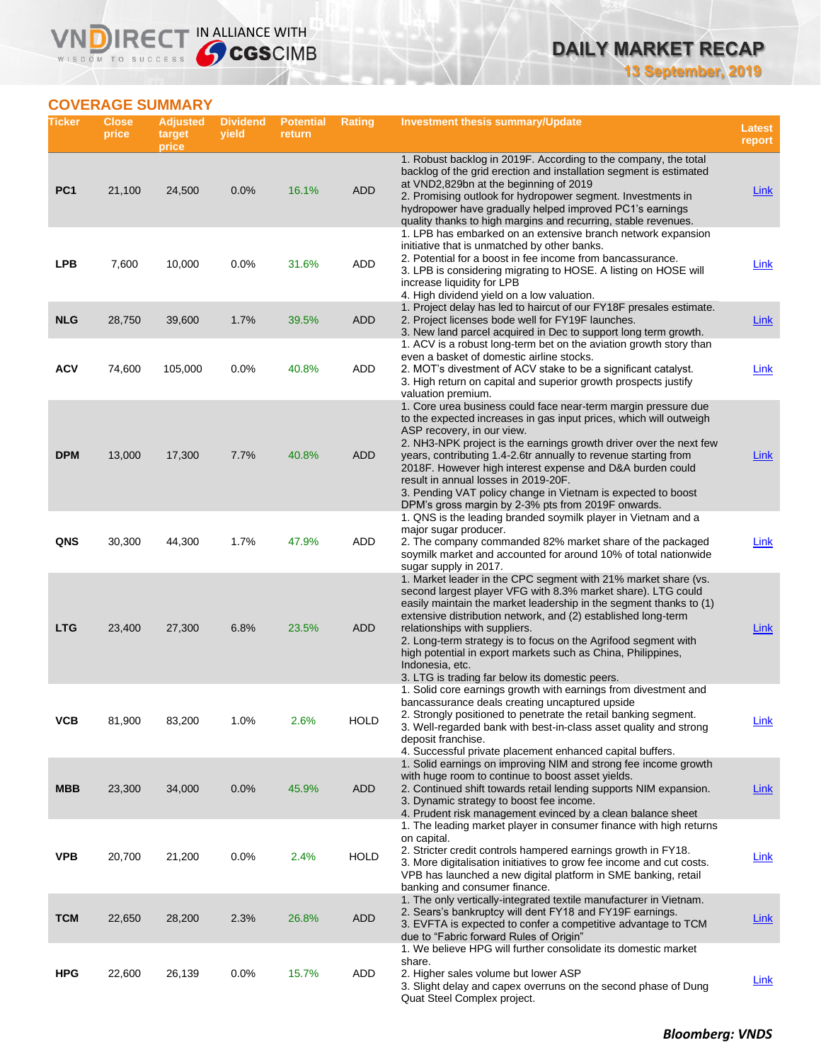## COVERAGE SUMMARY

| Ticker | Close price | Adjusted target price | Dividend yield | Potential return | Rating | Investment thesis summary/Update | Latest report |
|---|---|---|---|---|---|---|---|
| PC1 | 21,100 | 24,500 | 0.0% | 16.1% | ADD | 1. Robust backlog in 2019F. According to the company, the total backlog of the grid erection and installation segment is estimated at VND2,829bn at the beginning of 2019<br>2. Promising outlook for hydropower segment. Investments in hydropower have gradually helped improved PC1's earnings quality thanks to high margins and recurring, stable revenues. | Link |
| LPB | 7,600 | 10,000 | 0.0% | 31.6% | ADD | 1. LPB has embarked on an extensive branch network expansion initiative that is unmatched by other banks.<br>2. Potential for a boost in fee income from bancassurance.<br>3. LPB is considering migrating to HOSE. A listing on HOSE will increase liquidity for LPB<br>4. High dividend yield on a low valuation. | Link |
| NLG | 28,750 | 39,600 | 1.7% | 39.5% | ADD | 1. Project delay has led to haircut of our FY18F presales estimate.<br>2. Project licenses bode well for FY19F launches.<br>3. New land parcel acquired in Dec to support long term growth. | Link |
| ACV | 74,600 | 105,000 | 0.0% | 40.8% | ADD | 1. ACV is a robust long-term bet on the aviation growth story than even a basket of domestic airline stocks.<br>2. MOT's divestment of ACV stake to be a significant catalyst.<br>3. High return on capital and superior growth prospects justify valuation premium. | Link |
| DPM | 13,000 | 17,300 | 7.7% | 40.8% | ADD | 1. Core urea business could face near-term margin pressure due to the expected increases in gas input prices, which will outweigh ASP recovery, in our view.<br>2. NH3-NPK project is the earnings growth driver over the next few years, contributing 1.4-2.6tr annually to revenue starting from 2018F. However high interest expense and D&A burden could result in annual losses in 2019-20F.<br>3. Pending VAT policy change in Vietnam is expected to boost DPM's gross margin by 2-3% pts from 2019F onwards. | Link |
| QNS | 30,300 | 44,300 | 1.7% | 47.9% | ADD | 1. QNS is the leading branded soymilk player in Vietnam and a major sugar producer.<br>2. The company commanded 82% market share of the packaged soymilk market and accounted for around 10% of total nationwide sugar supply in 2017. | Link |
| LTG | 23,400 | 27,300 | 6.8% | 23.5% | ADD | 1. Market leader in the CPC segment with 21% market share (vs. second largest player VFG with 8.3% market share). LTG could easily maintain the market leadership in the segment thanks to (1) extensive distribution network, and (2) established long-term relationships with suppliers.<br>2. Long-term strategy is to focus on the Agrifood segment with high potential in export markets such as China, Philippines, Indonesia, etc.<br>3. LTG is trading far below its domestic peers. | Link |
| VCB | 81,900 | 83,200 | 1.0% | 2.6% | HOLD | 1. Solid core earnings growth with earnings from divestment and bancassurance deals creating uncaptured upside<br>2. Strongly positioned to penetrate the retail banking segment.<br>3. Well-regarded bank with best-in-class asset quality and strong deposit franchise.<br>4. Successful private placement enhanced capital buffers. | Link |
| MBB | 23,300 | 34,000 | 0.0% | 45.9% | ADD | 1. Solid earnings on improving NIM and strong fee income growth with huge room to continue to boost asset yields.<br>2. Continued shift towards retail lending supports NIM expansion.<br>3. Dynamic strategy to boost fee income.<br>4. Prudent risk management evinced by a clean balance sheet | Link |
| VPB | 20,700 | 21,200 | 0.0% | 2.4% | HOLD | 1. The leading market player in consumer finance with high returns on capital.<br>2. Stricter credit controls hampered earnings growth in FY18.<br>3. More digitalisation initiatives to grow fee income and cut costs. VPB has launched a new digital platform in SME banking, retail banking and consumer finance. | Link |
| TCM | 22,650 | 28,200 | 2.3% | 26.8% | ADD | 1. The only vertically-integrated textile manufacturer in Vietnam.<br>2. Sears's bankruptcy will dent FY18 and FY19F earnings.<br>3. EVFTA is expected to confer a competitive advantage to TCM due to "Fabric forward Rules of Origin" | Link |
| HPG | 22,600 | 26,139 | 0.0% | 15.7% | ADD | 1. We believe HPG will further consolidate its domestic market share.<br>2. Higher sales volume but lower ASP<br>3. Slight delay and capex overruns on the second phase of Dung Quat Steel Complex project. | Link |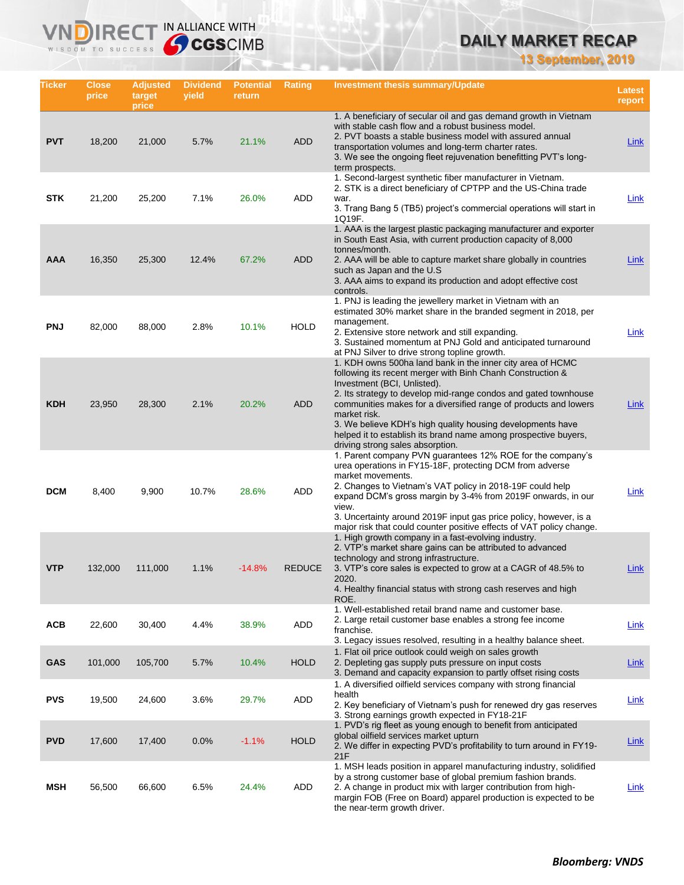| Ticker | Close price | Adjusted target price | Dividend yield | Potential return | Rating | Investment thesis summary/Update | Latest report |
|---|---|---|---|---|---|---|---|
| PVT | 18,200 | 21,000 | 5.7% | 21.1% | ADD | 1. A beneficiary of secular oil and gas demand growth in Vietnam with stable cash flow and a robust business model.<br>2. PVT boasts a stable business model with assured annual transportation volumes and long-term charter rates.<br>3. We see the ongoing fleet rejuvenation benefitting PVT's long-term prospects. | Link |
| STK | 21,200 | 25,200 | 7.1% | 26.0% | ADD | 1. Second-largest synthetic fiber manufacturer in Vietnam.<br>2. STK is a direct beneficiary of CPTPP and the US-China trade war.<br>3. Trang Bang 5 (TB5) project's commercial operations will start in 1Q19F. | Link |
| AAA | 16,350 | 25,300 | 12.4% | 67.2% | ADD | 1. AAA is the largest plastic packaging manufacturer and exporter in South East Asia, with current production capacity of 8,000 tonnes/month.<br>2. AAA will be able to capture market share globally in countries such as Japan and the U.S<br>3. AAA aims to expand its production and adopt effective cost controls. | Link |
| PNJ | 82,000 | 88,000 | 2.8% | 10.1% | HOLD | 1. PNJ is leading the jewellery market in Vietnam with an estimated 30% market share in the branded segment in 2018, per management.<br>2. Extensive store network and still expanding.<br>3. Sustained momentum at PNJ Gold and anticipated turnaround at PNJ Silver to drive strong topline growth. | Link |
| KDH | 23,950 | 28,300 | 2.1% | 20.2% | ADD | 1. KDH owns 500ha land bank in the inner city area of HCMC following its recent merger with Binh Chanh Construction & Investment (BCI, Unlisted).<br>2. Its strategy to develop mid-range condos and gated townhouse communities makes for a diversified range of products and lowers market risk.<br>3. We believe KDH's high quality housing developments have helped it to establish its brand name among prospective buyers, driving strong sales absorption. | Link |
| DCM | 8,400 | 9,900 | 10.7% | 28.6% | ADD | 1. Parent company PVN guarantees 12% ROE for the company's urea operations in FY15-18F, protecting DCM from adverse market movements.<br>2. Changes to Vietnam's VAT policy in 2018-19F could help expand DCM's gross margin by 3-4% from 2019F onwards, in our view.<br>3. Uncertainty around 2019F input gas price policy, however, is a major risk that could counter positive effects of VAT policy change. | Link |
| VTP | 132,000 | 111,000 | 1.1% | -14.8% | REDUCE | 1. High growth company in a fast-evolving industry.<br>2. VTP's market share gains can be attributed to advanced technology and strong infrastructure.<br>3. VTP's core sales is expected to grow at a CAGR of 48.5% to 2020.<br>4. Healthy financial status with strong cash reserves and high ROE. | Link |
| ACB | 22,600 | 30,400 | 4.4% | 38.9% | ADD | 1. Well-established retail brand name and customer base.<br>2. Large retail customer base enables a strong fee income franchise.<br>3. Legacy issues resolved, resulting in a healthy balance sheet. | Link |
| GAS | 101,000 | 105,700 | 5.7% | 10.4% | HOLD | 1. Flat oil price outlook could weigh on sales growth<br>2. Depleting gas supply puts pressure on input costs<br>3. Demand and capacity expansion to partly offset rising costs | Link |
| PVS | 19,500 | 24,600 | 3.6% | 29.7% | ADD | 1. A diversified oilfield services company with strong financial health<br>2. Key beneficiary of Vietnam's push for renewed dry gas reserves<br>3. Strong earnings growth expected in FY18-21F | Link |
| PVD | 17,600 | 17,400 | 0.0% | -1.1% | HOLD | 1. PVD's rig fleet as young enough to benefit from anticipated global oilfield services market upturn<br>2. We differ in expecting PVD's profitability to turn around in FY19-21F | Link |
| MSH | 56,500 | 66,600 | 6.5% | 24.4% | ADD | 1. MSH leads position in apparel manufacturing industry, solidified by a strong customer base of global premium fashion brands.<br>2. A change in product mix with larger contribution from high-margin FOB (Free on Board) apparel production is expected to be the near-term growth driver. | Link |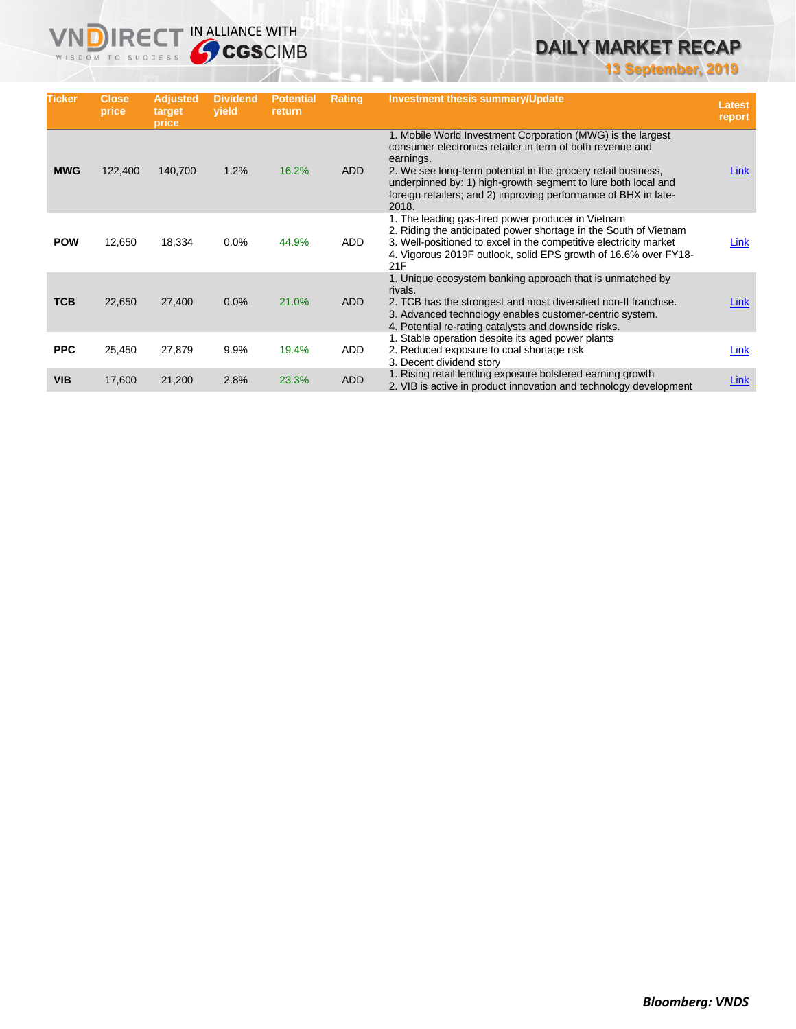# DAILY MARKET RECAP

**13 September, 2019**

| Ticker | Close price | Adjusted target price | Dividend yield | Potential return | Rating | Investment thesis summary/Update | Latest report |
|---|---|---|---|---|---|---|---|
| **MWG** | 122,400 | 140,700 | 1.2% | 16.2% | ADD | 1. Mobile World Investment Corporation (MWG) is the largest consumer electronics retailer in term of both revenue and earnings.<br>2. We see long-term potential in the grocery retail business, underpinned by: 1) high-growth segment to lure both local and foreign retailers; and 2) improving performance of BHX in late-2018. | Link |
| **POW** | 12,650 | 18,334 | 0.0% | 44.9% | ADD | 1. The leading gas-fired power producer in Vietnam<br>2. Riding the anticipated power shortage in the South of Vietnam<br>3. Well-positioned to excel in the competitive electricity market<br>4. Vigorous 2019F outlook, solid EPS growth of 16.6% over FY18-21F | Link |
| **TCB** | 22,650 | 27,400 | 0.0% | 21.0% | ADD | 1. Unique ecosystem banking approach that is unmatched by rivals.<br>2. TCB has the strongest and most diversified non-II franchise.<br>3. Advanced technology enables customer-centric system.<br>4. Potential re-rating catalysts and downside risks. | Link |
| **PPC** | 25,450 | 27,879 | 9.9% | 19.4% | ADD | 1. Stable operation despite its aged power plants<br>2. Reduced exposure to coal shortage risk<br>3. Decent dividend story | Link |
| **VIB** | 17,600 | 21,200 | 2.8% | 23.3% | ADD | 1. Rising retail lending exposure bolstered earning growth<br>2. VIB is active in product innovation and technology development | Link |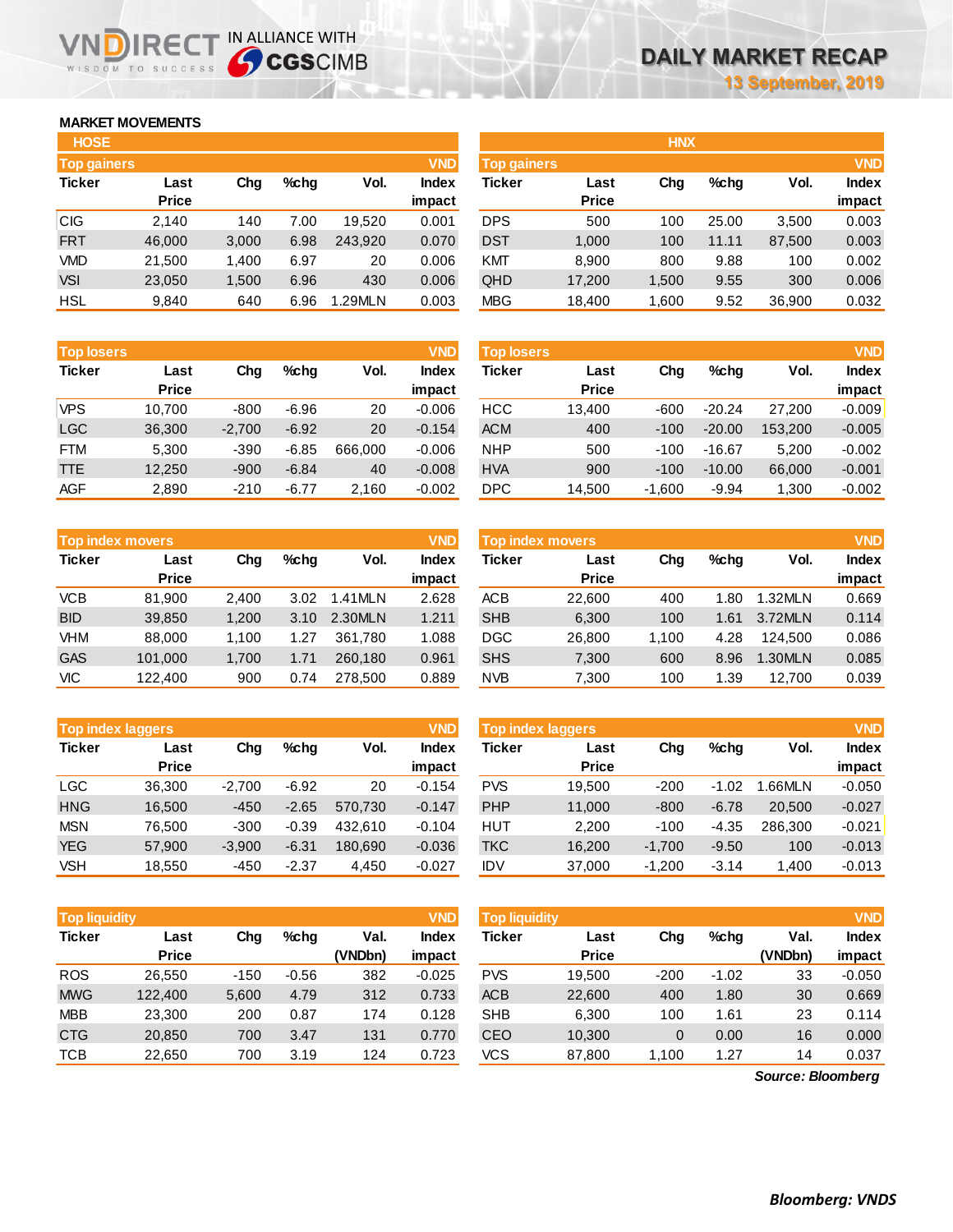# DAILY MARKET RECAP

13 September, 2019

## MARKET MOVEMENTS

### HOSE

**Top gainers** (VND)

| Ticker | Last Price | Chg | %chg | Vol. | Index impact |
|---|---|---|---|---|---|
| CIG | 2,140 | 140 | 7.00 | 19,520 | 0.001 |
| FRT | 46,000 | 3,000 | 6.98 | 243,920 | 0.070 |
| VMD | 21,500 | 1,400 | 6.97 | 20 | 0.006 |
| VSI | 23,050 | 1,500 | 6.96 | 430 | 0.006 |
| HSL | 9,840 | 640 | 6.96 | 1.29MLN | 0.003 |

**Top losers** (VND)

| Ticker | Last Price | Chg | %chg | Vol. | Index impact |
|---|---|---|---|---|---|
| VPS | 10,700 | -800 | -6.96 | 20 | -0.006 |
| LGC | 36,300 | -2,700 | -6.92 | 20 | -0.154 |
| FTM | 5,300 | -390 | -6.85 | 666,000 | -0.006 |
| TTE | 12,250 | -900 | -6.84 | 40 | -0.008 |
| AGF | 2,890 | -210 | -6.77 | 2,160 | -0.002 |

**Top index movers** (VND)

| Ticker | Last Price | Chg | %chg | Vol. | Index impact |
|---|---|---|---|---|---|
| VCB | 81,900 | 2,400 | 3.02 | 1.41MLN | 2.628 |
| BID | 39,850 | 1,200 | 3.10 | 2.30MLN | 1.211 |
| VHM | 88,000 | 1,100 | 1.27 | 361,780 | 1.088 |
| GAS | 101,000 | 1,700 | 1.71 | 260,180 | 0.961 |
| VIC | 122,400 | 900 | 0.74 | 278,500 | 0.889 |

**Top index laggers** (VND)

| Ticker | Last Price | Chg | %chg | Vol. | Index impact |
|---|---|---|---|---|---|
| LGC | 36,300 | -2,700 | -6.92 | 20 | -0.154 |
| HNG | 16,500 | -450 | -2.65 | 570,730 | -0.147 |
| MSN | 76,500 | -300 | -0.39 | 432,610 | -0.104 |
| YEG | 57,900 | -3,900 | -6.31 | 180,690 | -0.036 |
| VSH | 18,550 | -450 | -2.37 | 4,450 | -0.027 |

**Top liquidity** (VND)

| Ticker | Last Price | Chg | %chg | Val. (VNDbn) | Index impact |
|---|---|---|---|---|---|
| ROS | 26,550 | -150 | -0.56 | 382 | -0.025 |
| MWG | 122,400 | 5,600 | 4.79 | 312 | 0.733 |
| MBB | 23,300 | 200 | 0.87 | 174 | 0.128 |
| CTG | 20,850 | 700 | 3.47 | 131 | 0.770 |
| TCB | 22,650 | 700 | 3.19 | 124 | 0.723 |

### HNX

**Top gainers** (VND)

| Ticker | Last Price | Chg | %chg | Vol. | Index impact |
|---|---|---|---|---|---|
| DPS | 500 | 100 | 25.00 | 3,500 | 0.003 |
| DST | 1,000 | 100 | 11.11 | 87,500 | 0.003 |
| KMT | 8,900 | 800 | 9.88 | 100 | 0.002 |
| QHD | 17,200 | 1,500 | 9.55 | 300 | 0.006 |
| MBG | 18,400 | 1,600 | 9.52 | 36,900 | 0.032 |

**Top losers** (VND)

| Ticker | Last Price | Chg | %chg | Vol. | Index impact |
|---|---|---|---|---|---|
| HCC | 13,400 | -600 | -20.24 | 27,200 | -0.009 |
| ACM | 400 | -100 | -20.00 | 153,200 | -0.005 |
| NHP | 500 | -100 | -16.67 | 5,200 | -0.002 |
| HVA | 900 | -100 | -10.00 | 66,000 | -0.001 |
| DPC | 14,500 | -1,600 | -9.94 | 1,300 | -0.002 |

**Top index movers** (VND)

| Ticker | Last Price | Chg | %chg | Vol. | Index impact |
|---|---|---|---|---|---|
| ACB | 22,600 | 400 | 1.80 | 1.32MLN | 0.669 |
| SHB | 6,300 | 100 | 1.61 | 3.72MLN | 0.114 |
| DGC | 26,800 | 1,100 | 4.28 | 124,500 | 0.086 |
| SHS | 7,300 | 600 | 8.96 | 1.30MLN | 0.085 |
| NVB | 7,300 | 100 | 1.39 | 12,700 | 0.039 |

**Top index laggers** (VND)

| Ticker | Last Price | Chg | %chg | Vol. | Index impact |
|---|---|---|---|---|---|
| PVS | 19,500 | -200 | -1.02 | 1.66MLN | -0.050 |
| PHP | 11,000 | -800 | -6.78 | 20,500 | -0.027 |
| HUT | 2,200 | -100 | -4.35 | 286,300 | -0.021 |
| TKC | 16,200 | -1,700 | -9.50 | 100 | -0.013 |
| IDV | 37,000 | -1,200 | -3.14 | 1,400 | -0.013 |

**Top liquidity** (VND)

| Ticker | Last Price | Chg | %chg | Val. (VNDbn) | Index impact |
|---|---|---|---|---|---|
| PVS | 19,500 | -200 | -1.02 | 33 | -0.050 |
| ACB | 22,600 | 400 | 1.80 | 30 | 0.669 |
| SHB | 6,300 | 100 | 1.61 | 23 | 0.114 |
| CEO | 10,300 | 0 | 0.00 | 16 | 0.000 |
| VCS | 87,800 | 1,100 | 1.27 | 14 | 0.037 |

*Source: Bloomberg*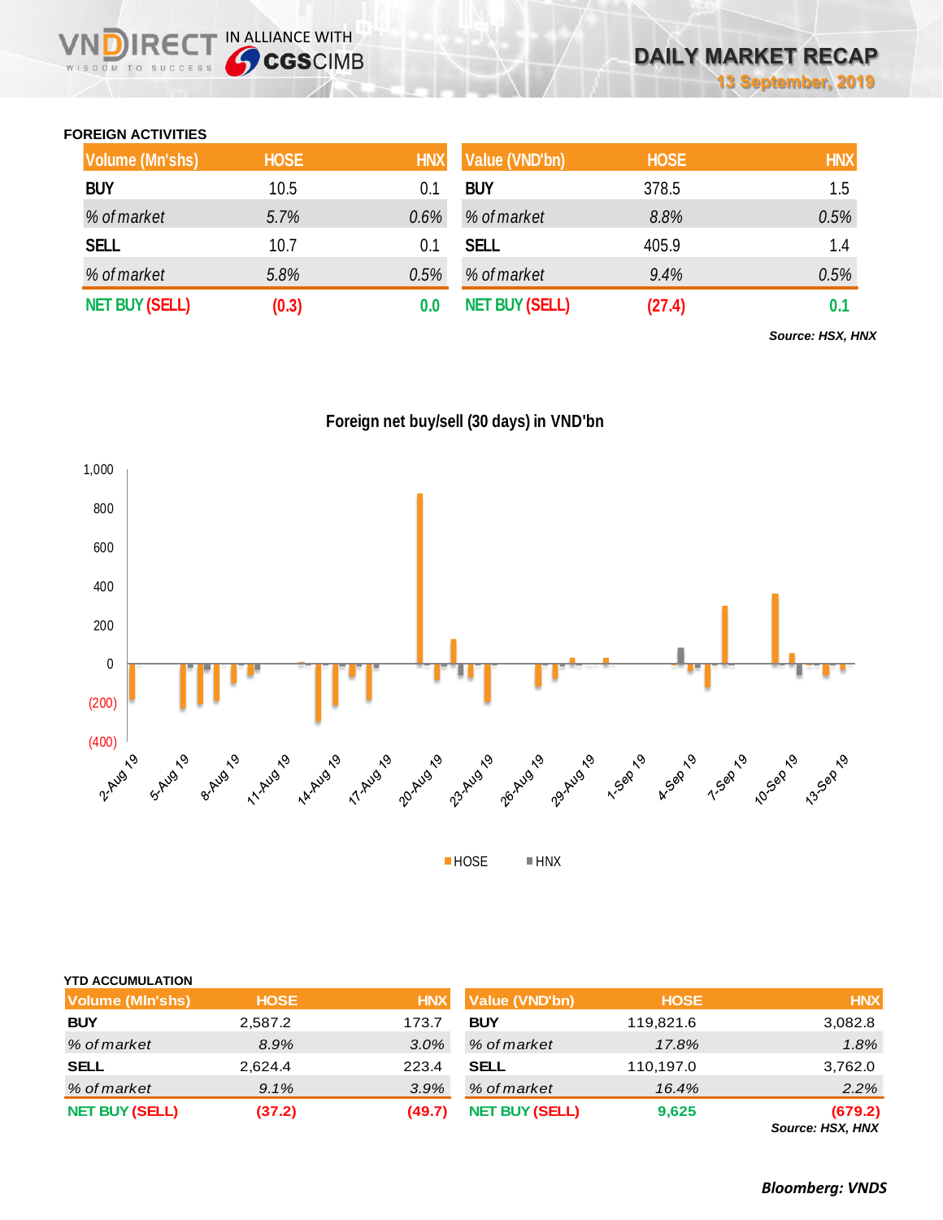### FOREIGN ACTIVITIES

| Volume (Mn'shs) | HOSE | HNX |
|---|---|---|
| **BUY** | 10.5 | 0.1 |
| *% of market* | *5.7%* | *0.6%* |
| **SELL** | 10.7 | 0.1 |
| *% of market* | *5.8%* | *0.5%* |
| **NET BUY (SELL)** | **(0.3)** | **0.0** |

| Value (VND'bn) | HOSE | HNX |
|---|---|---|
| **BUY** | 378.5 | 1.5 |
| *% of market* | *8.8%* | *0.5%* |
| **SELL** | 405.9 | 1.4 |
| *% of market* | *9.4%* | *0.5%* |
| **NET BUY (SELL)** | **(27.4)** | **0.1** |

***Source: HSX, HNX***

**Foreign net buy/sell (30 days) in VND'bn**

### YTD ACCUMULATION

| Volume (Mln'shs) | HOSE | HNX |
|---|---|---|
| **BUY** | 2,587.2 | 173.7 |
| *% of market* | *8.9%* | *3.0%* |
| **SELL** | 2,624.4 | 223.4 |
| *% of market* | *9.1%* | *3.9%* |
| **NET BUY (SELL)** | **(37.2)** | **(49.7)** |

| Value (VND'bn) | HOSE | HNX |
|---|---|---|
| **BUY** | 119,821.6 | 3,082.8 |
| *% of market* | *17.8%* | *1.8%* |
| **SELL** | 110,197.0 | 3,762.0 |
| *% of market* | *16.4%* | *2.2%* |
| **NET BUY (SELL)** | **9,625** | **(679.2)** |

***Source: HSX, HNX***

***Bloomberg: VNDS***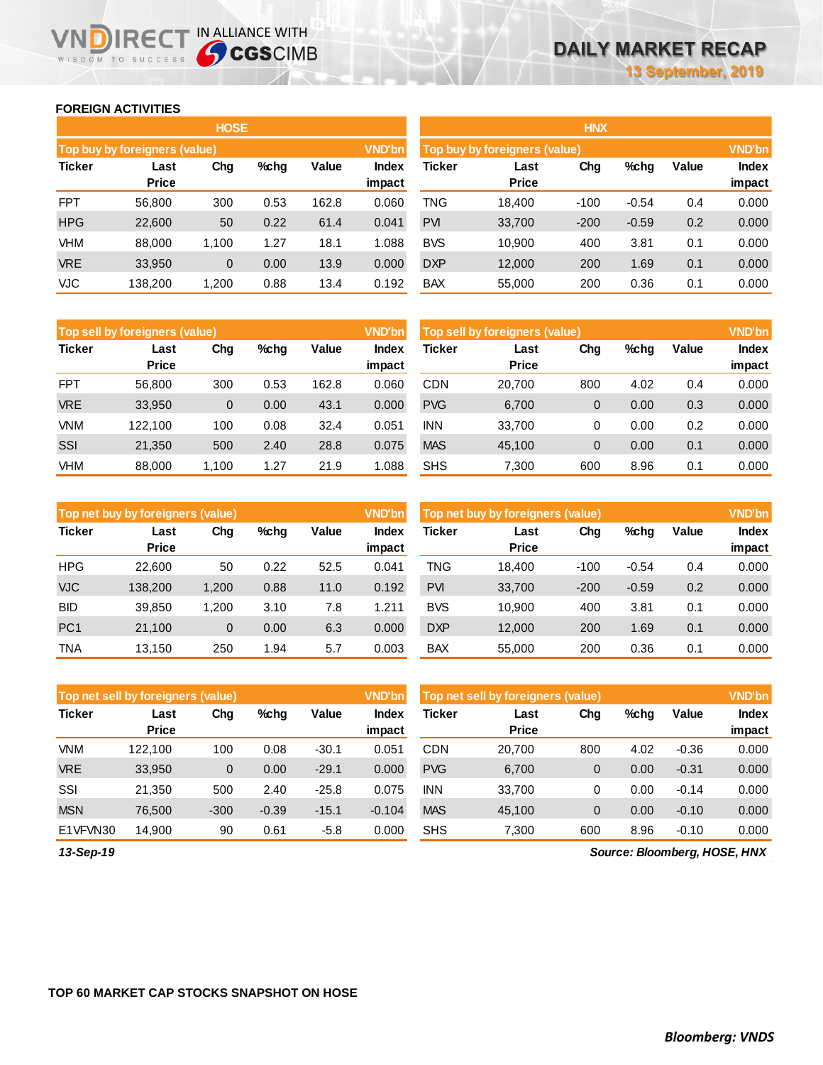## FOREIGN ACTIVITIES

### HOSE

**Top buy by foreigners (value)** — VND'bn

| Ticker | Last Price | Chg | %chg | Value | Index impact |
|---|---|---|---|---|---|
| FPT | 56,800 | 300 | 0.53 | 162.8 | 0.060 |
| HPG | 22,600 | 50 | 0.22 | 61.4 | 0.041 |
| VHM | 88,000 | 1,100 | 1.27 | 18.1 | 1.088 |
| VRE | 33,950 | 0 | 0.00 | 13.9 | 0.000 |
| VJC | 138,200 | 1,200 | 0.88 | 13.4 | 0.192 |

**Top sell by foreigners (value)** — VND'bn

| Ticker | Last Price | Chg | %chg | Value | Index impact |
|---|---|---|---|---|---|
| FPT | 56,800 | 300 | 0.53 | 162.8 | 0.060 |
| VRE | 33,950 | 0 | 0.00 | 43.1 | 0.000 |
| VNM | 122,100 | 100 | 0.08 | 32.4 | 0.051 |
| SSI | 21,350 | 500 | 2.40 | 28.8 | 0.075 |
| VHM | 88,000 | 1,100 | 1.27 | 21.9 | 1.088 |

**Top net buy by foreigners (value)** — VND'bn

| Ticker | Last Price | Chg | %chg | Value | Index impact |
|---|---|---|---|---|---|
| HPG | 22,600 | 50 | 0.22 | 52.5 | 0.041 |
| VJC | 138,200 | 1,200 | 0.88 | 11.0 | 0.192 |
| BID | 39,850 | 1,200 | 3.10 | 7.8 | 1.211 |
| PC1 | 21,100 | 0 | 0.00 | 6.3 | 0.000 |
| TNA | 13,150 | 250 | 1.94 | 5.7 | 0.003 |

**Top net sell by foreigners (value)** — VND'bn

| Ticker | Last Price | Chg | %chg | Value | Index impact |
|---|---|---|---|---|---|
| VNM | 122,100 | 100 | 0.08 | -30.1 | 0.051 |
| VRE | 33,950 | 0 | 0.00 | -29.1 | 0.000 |
| SSI | 21,350 | 500 | 2.40 | -25.8 | 0.075 |
| MSN | 76,500 | -300 | -0.39 | -15.1 | -0.104 |
| E1VFVN30 | 14,900 | 90 | 0.61 | -5.8 | 0.000 |

### HNX

**Top buy by foreigners (value)** — VND'bn

| Ticker | Last Price | Chg | %chg | Value | Index impact |
|---|---|---|---|---|---|
| TNG | 18,400 | -100 | -0.54 | 0.4 | 0.000 |
| PVI | 33,700 | -200 | -0.59 | 0.2 | 0.000 |
| BVS | 10,900 | 400 | 3.81 | 0.1 | 0.000 |
| DXP | 12,000 | 200 | 1.69 | 0.1 | 0.000 |
| BAX | 55,000 | 200 | 0.36 | 0.1 | 0.000 |

**Top sell by foreigners (value)** — VND'bn

| Ticker | Last Price | Chg | %chg | Value | Index impact |
|---|---|---|---|---|---|
| CDN | 20,700 | 800 | 4.02 | 0.4 | 0.000 |
| PVG | 6,700 | 0 | 0.00 | 0.3 | 0.000 |
| INN | 33,700 | 0 | 0.00 | 0.2 | 0.000 |
| MAS | 45,100 | 0 | 0.00 | 0.1 | 0.000 |
| SHS | 7,300 | 600 | 8.96 | 0.1 | 0.000 |

**Top net buy by foreigners (value)** — VND'bn

| Ticker | Last Price | Chg | %chg | Value | Index impact |
|---|---|---|---|---|---|
| TNG | 18,400 | -100 | -0.54 | 0.4 | 0.000 |
| PVI | 33,700 | -200 | -0.59 | 0.2 | 0.000 |
| BVS | 10,900 | 400 | 3.81 | 0.1 | 0.000 |
| DXP | 12,000 | 200 | 1.69 | 0.1 | 0.000 |
| BAX | 55,000 | 200 | 0.36 | 0.1 | 0.000 |

**Top net sell by foreigners (value)** — VND'bn

| Ticker | Last Price | Chg | %chg | Value | Index impact |
|---|---|---|---|---|---|
| CDN | 20,700 | 800 | 4.02 | -0.36 | 0.000 |
| PVG | 6,700 | 0 | 0.00 | -0.31 | 0.000 |
| INN | 33,700 | 0 | 0.00 | -0.14 | 0.000 |
| MAS | 45,100 | 0 | 0.00 | -0.10 | 0.000 |
| SHS | 7,300 | 600 | 8.96 | -0.10 | 0.000 |

*13-Sep-19*

*Source: Bloomberg, HOSE, HNX*

## TOP 60 MARKET CAP STOCKS SNAPSHOT ON HOSE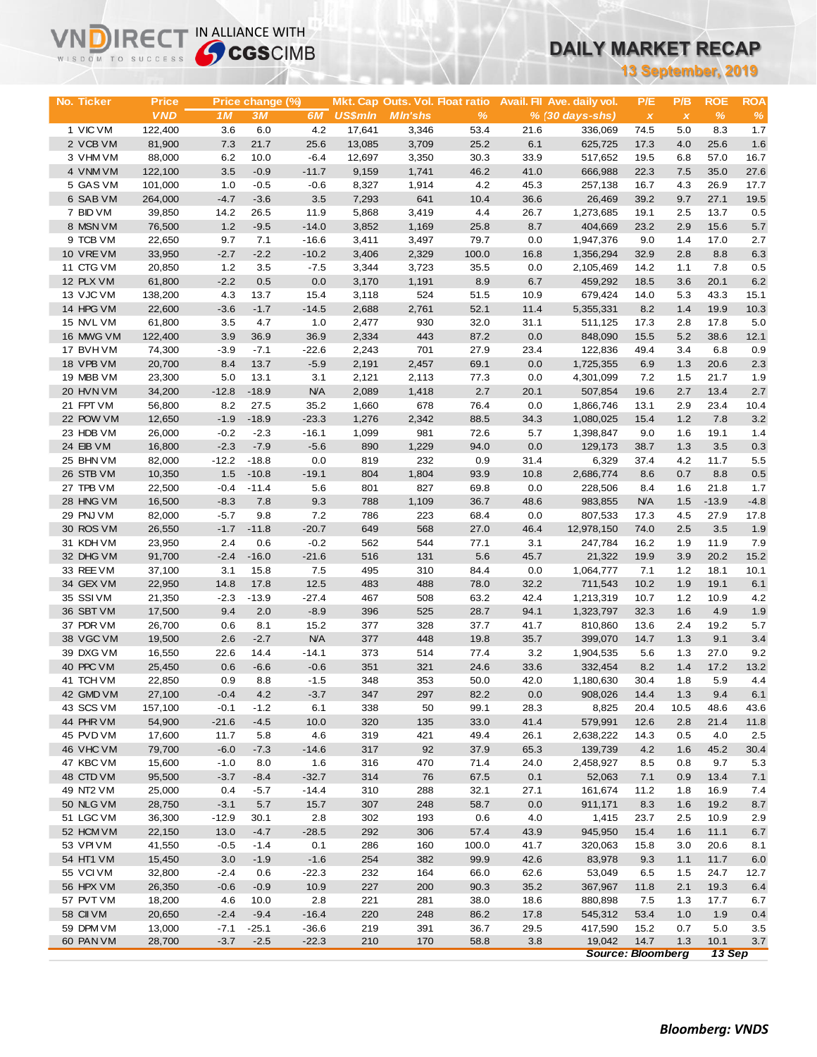# DAILY MARKET RECAP

**13 September, 2019**

| No. | Ticker | Price | Price change (%) | | | Mkt. Cap | Outs. Vol. | Float ratio | Avail. FII | Ave. daily vol. | P/E | P/B | ROE | ROA |
|---|---|---|---|---|---|---|---|---|---|---|---|---|---|---|
| | | VND | 1M | 3M | 6M | US$mln | Mln'shs | % | % | (30 days-shs) | x | x | % | % |
| 1 | VIC VM | 122,400 | 3.6 | 6.0 | 4.2 | 17,641 | 3,346 | 53.4 | 21.6 | 336,069 | 74.5 | 5.0 | 8.3 | 1.7 |
| 2 | VCB VM | 81,900 | 7.3 | 21.7 | 25.6 | 13,085 | 3,709 | 25.2 | 6.1 | 625,725 | 17.3 | 4.0 | 25.6 | 1.6 |
| 3 | VHM VM | 88,000 | 6.2 | 10.0 | -6.4 | 12,697 | 3,350 | 30.3 | 33.9 | 517,652 | 19.5 | 6.8 | 57.0 | 16.7 |
| 4 | VNM VM | 122,100 | 3.5 | -0.9 | -11.7 | 9,159 | 1,741 | 46.2 | 41.0 | 666,988 | 22.3 | 7.5 | 35.0 | 27.6 |
| 5 | GAS VM | 101,000 | 1.0 | -0.5 | -0.6 | 8,327 | 1,914 | 4.2 | 45.3 | 257,138 | 16.7 | 4.3 | 26.9 | 17.7 |
| 6 | SAB VM | 264,000 | -4.7 | -3.6 | 3.5 | 7,293 | 641 | 10.4 | 36.6 | 26,469 | 39.2 | 9.7 | 27.1 | 19.5 |
| 7 | BID VM | 39,850 | 14.2 | 26.5 | 11.9 | 5,868 | 3,419 | 4.4 | 26.7 | 1,273,685 | 19.1 | 2.5 | 13.7 | 0.5 |
| 8 | MSN VM | 76,500 | 1.2 | -9.5 | -14.0 | 3,852 | 1,169 | 25.8 | 8.7 | 404,669 | 23.2 | 2.9 | 15.6 | 5.7 |
| 9 | TCB VM | 22,650 | 9.7 | 7.1 | -16.6 | 3,411 | 3,497 | 79.7 | 0.0 | 1,947,376 | 9.0 | 1.4 | 17.0 | 2.7 |
| 10 | VRE VM | 33,950 | -2.7 | -2.2 | -10.2 | 3,406 | 2,329 | 100.0 | 16.8 | 1,356,294 | 32.9 | 2.8 | 8.8 | 6.3 |
| 11 | CTG VM | 20,850 | 1.2 | 3.5 | -7.5 | 3,344 | 3,723 | 35.5 | 0.0 | 2,105,469 | 14.2 | 1.1 | 7.8 | 0.5 |
| 12 | PLX VM | 61,800 | -2.2 | 0.5 | 0.0 | 3,170 | 1,191 | 8.9 | 6.7 | 459,292 | 18.5 | 3.6 | 20.1 | 6.2 |
| 13 | VJC VM | 138,200 | 4.3 | 13.7 | 15.4 | 3,118 | 524 | 51.5 | 10.9 | 679,424 | 14.0 | 5.3 | 43.3 | 15.1 |
| 14 | HPG VM | 22,600 | -3.6 | -1.7 | -14.5 | 2,688 | 2,761 | 52.1 | 11.4 | 5,355,331 | 8.2 | 1.4 | 19.9 | 10.3 |
| 15 | NVL VM | 61,800 | 3.5 | 4.7 | 1.0 | 2,477 | 930 | 32.0 | 31.1 | 511,125 | 17.3 | 2.8 | 17.8 | 5.0 |
| 16 | MWG VM | 122,400 | 3.9 | 36.9 | 36.9 | 2,334 | 443 | 87.2 | 0.0 | 848,090 | 15.5 | 5.2 | 38.6 | 12.1 |
| 17 | BVH VM | 74,300 | -3.9 | -7.1 | -22.6 | 2,243 | 701 | 27.9 | 23.4 | 122,836 | 49.4 | 3.4 | 6.8 | 0.9 |
| 18 | VPB VM | 20,700 | 8.4 | 13.7 | -5.9 | 2,191 | 2,457 | 69.1 | 0.0 | 1,725,355 | 6.9 | 1.3 | 20.6 | 2.3 |
| 19 | MBB VM | 23,300 | 5.0 | 13.1 | 3.1 | 2,121 | 2,113 | 77.3 | 0.0 | 4,301,099 | 7.2 | 1.5 | 21.7 | 1.9 |
| 20 | HVN VM | 34,200 | -12.8 | -18.9 | N/A | 2,089 | 1,418 | 2.7 | 20.1 | 507,854 | 19.6 | 2.7 | 13.4 | 2.7 |
| 21 | FPT VM | 56,800 | 8.2 | 27.5 | 35.2 | 1,660 | 678 | 76.4 | 0.0 | 1,866,746 | 13.1 | 2.9 | 23.4 | 10.4 |
| 22 | POW VM | 12,650 | -1.9 | -18.9 | -23.3 | 1,276 | 2,342 | 88.5 | 34.3 | 1,080,025 | 15.4 | 1.2 | 7.8 | 3.2 |
| 23 | HDB VM | 26,000 | -0.2 | -2.3 | -16.1 | 1,099 | 981 | 72.6 | 5.7 | 1,398,847 | 9.0 | 1.6 | 19.1 | 1.4 |
| 24 | EIB VM | 16,800 | -2.3 | -7.9 | -5.6 | 890 | 1,229 | 94.0 | 0.0 | 129,173 | 38.7 | 1.3 | 3.5 | 0.3 |
| 25 | BHN VM | 82,000 | -12.2 | -18.8 | 0.0 | 819 | 232 | 0.9 | 31.4 | 6,329 | 37.4 | 4.2 | 11.7 | 5.5 |
| 26 | STB VM | 10,350 | 1.5 | -10.8 | -19.1 | 804 | 1,804 | 93.9 | 10.8 | 2,686,774 | 8.6 | 0.7 | 8.8 | 0.5 |
| 27 | TPB VM | 22,500 | -0.4 | -11.4 | 5.6 | 801 | 827 | 69.8 | 0.0 | 228,506 | 8.4 | 1.6 | 21.8 | 1.7 |
| 28 | HNG VM | 16,500 | -8.3 | 7.8 | 9.3 | 788 | 1,109 | 36.7 | 48.6 | 983,855 | N/A | 1.5 | -13.9 | -4.8 |
| 29 | PNJ VM | 82,000 | -5.7 | 9.8 | 7.2 | 786 | 223 | 68.4 | 0.0 | 807,533 | 17.3 | 4.5 | 27.9 | 17.8 |
| 30 | ROS VM | 26,550 | -1.7 | -11.8 | -20.7 | 649 | 568 | 27.0 | 46.4 | 12,978,150 | 74.0 | 2.5 | 3.5 | 1.9 |
| 31 | KDH VM | 23,950 | 2.4 | 0.6 | -0.2 | 562 | 544 | 77.1 | 3.1 | 247,784 | 16.2 | 1.9 | 11.9 | 7.9 |
| 32 | DHG VM | 91,700 | -2.4 | -16.0 | -21.6 | 516 | 131 | 5.6 | 45.7 | 21,322 | 19.9 | 3.9 | 20.2 | 15.2 |
| 33 | REE VM | 37,100 | 3.1 | 15.8 | 7.5 | 495 | 310 | 84.4 | 0.0 | 1,064,777 | 7.1 | 1.2 | 18.1 | 10.1 |
| 34 | GEX VM | 22,950 | 14.8 | 17.8 | 12.5 | 483 | 488 | 78.0 | 32.2 | 711,543 | 10.2 | 1.9 | 19.1 | 6.1 |
| 35 | SSI VM | 21,350 | -2.3 | -13.9 | -27.4 | 467 | 508 | 63.2 | 42.4 | 1,213,319 | 10.7 | 1.2 | 10.9 | 4.2 |
| 36 | SBT VM | 17,500 | 9.4 | 2.0 | -8.9 | 396 | 525 | 28.7 | 94.1 | 1,323,797 | 32.3 | 1.6 | 4.9 | 1.9 |
| 37 | PDR VM | 26,700 | 0.6 | 8.1 | 15.2 | 377 | 328 | 37.7 | 41.7 | 810,860 | 13.6 | 2.4 | 19.2 | 5.7 |
| 38 | VGC VM | 19,500 | 2.6 | -2.7 | N/A | 377 | 448 | 19.8 | 35.7 | 399,070 | 14.7 | 1.3 | 9.1 | 3.4 |
| 39 | DXG VM | 16,550 | 22.6 | 14.4 | -14.1 | 373 | 514 | 77.4 | 3.2 | 1,904,535 | 5.6 | 1.3 | 27.0 | 9.2 |
| 40 | PPC VM | 25,450 | 0.6 | -6.6 | -0.6 | 351 | 321 | 24.6 | 33.6 | 332,454 | 8.2 | 1.4 | 17.2 | 13.2 |
| 41 | TCH VM | 22,850 | 0.9 | 8.8 | -1.5 | 348 | 353 | 50.0 | 42.0 | 1,180,630 | 30.4 | 1.8 | 5.9 | 4.4 |
| 42 | GMD VM | 27,100 | -0.4 | 4.2 | -3.7 | 347 | 297 | 82.2 | 0.0 | 908,026 | 14.4 | 1.3 | 9.4 | 6.1 |
| 43 | SCS VM | 157,100 | -0.1 | -1.2 | 6.1 | 338 | 50 | 99.1 | 28.3 | 8,825 | 20.4 | 10.5 | 48.6 | 43.6 |
| 44 | PHR VM | 54,900 | -21.6 | -4.5 | 10.0 | 320 | 135 | 33.0 | 41.4 | 579,991 | 12.6 | 2.8 | 21.4 | 11.8 |
| 45 | PVD VM | 17,600 | 11.7 | 5.8 | 4.6 | 319 | 421 | 49.4 | 26.1 | 2,638,222 | 14.3 | 0.5 | 4.0 | 2.5 |
| 46 | VHC VM | 79,700 | -6.0 | -7.3 | -14.6 | 317 | 92 | 37.9 | 65.3 | 139,739 | 4.2 | 1.6 | 45.2 | 30.4 |
| 47 | KBC VM | 15,600 | -1.0 | 8.0 | 1.6 | 316 | 470 | 71.4 | 24.0 | 2,458,927 | 8.5 | 0.8 | 9.7 | 5.3 |
| 48 | CTD VM | 95,500 | -3.7 | -8.4 | -32.7 | 314 | 76 | 67.5 | 0.1 | 52,063 | 7.1 | 0.9 | 13.4 | 7.1 |
| 49 | NT2 VM | 25,000 | 0.4 | -5.7 | -14.4 | 310 | 288 | 32.1 | 27.1 | 161,674 | 11.2 | 1.8 | 16.9 | 7.4 |
| 50 | NLG VM | 28,750 | -3.1 | 5.7 | 15.7 | 307 | 248 | 58.7 | 0.0 | 911,171 | 8.3 | 1.6 | 19.2 | 8.7 |
| 51 | LGC VM | 36,300 | -12.9 | 30.1 | 2.8 | 302 | 193 | 0.6 | 4.0 | 1,415 | 23.7 | 2.5 | 10.9 | 2.9 |
| 52 | HCM VM | 22,150 | 13.0 | -4.7 | -28.5 | 292 | 306 | 57.4 | 43.9 | 945,950 | 15.4 | 1.6 | 11.1 | 6.7 |
| 53 | VPI VM | 41,550 | -0.5 | -1.4 | 0.1 | 286 | 160 | 100.0 | 41.7 | 320,063 | 15.8 | 3.0 | 20.6 | 8.1 |
| 54 | HT1 VM | 15,450 | 3.0 | -1.9 | -1.6 | 254 | 382 | 99.9 | 42.6 | 83,978 | 9.3 | 1.1 | 11.7 | 6.0 |
| 55 | VCI VM | 32,800 | -2.4 | 0.6 | -22.3 | 232 | 164 | 66.0 | 62.6 | 53,049 | 6.5 | 1.5 | 24.7 | 12.7 |
| 56 | HPX VM | 26,350 | -0.6 | -0.9 | 10.9 | 227 | 200 | 90.3 | 35.2 | 367,967 | 11.8 | 2.1 | 19.3 | 6.4 |
| 57 | PVT VM | 18,200 | 4.6 | 10.0 | 2.8 | 221 | 281 | 38.0 | 18.6 | 880,898 | 7.5 | 1.3 | 17.7 | 6.7 |
| 58 | CII VM | 20,650 | -2.4 | -9.4 | -16.4 | 220 | 248 | 86.2 | 17.8 | 545,312 | 53.4 | 1.0 | 1.9 | 0.4 |
| 59 | DPM VM | 13,000 | -7.1 | -25.1 | -36.6 | 219 | 391 | 36.7 | 29.5 | 417,590 | 15.2 | 0.7 | 5.0 | 3.5 |
| 60 | PAN VM | 28,700 | -3.7 | -2.5 | -22.3 | 210 | 170 | 58.8 | 3.8 | 19,042 | 14.7 | 1.3 | 10.1 | 3.7 |

*Source: Bloomberg* *13 Sep*

*Bloomberg: VNDS*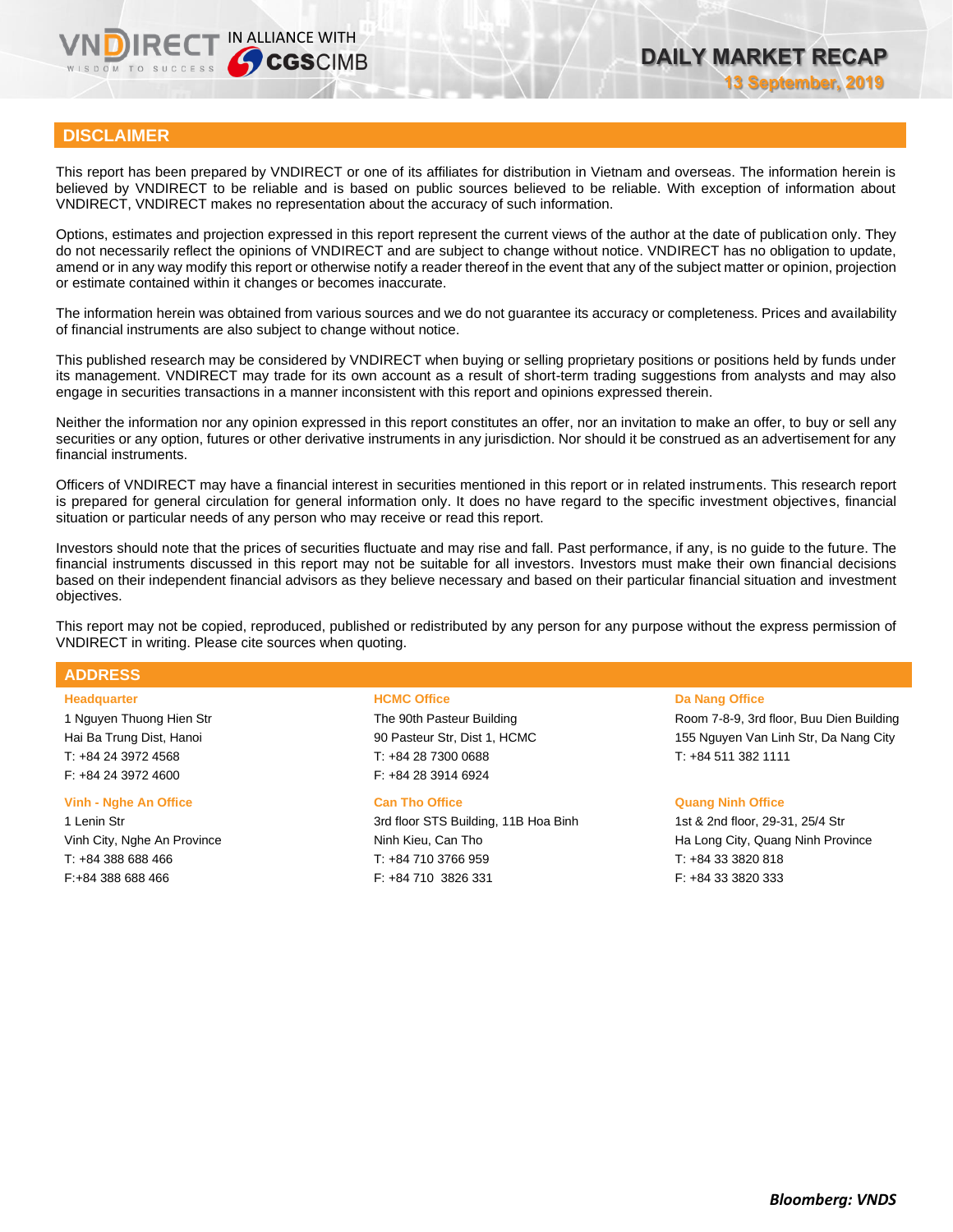## DISCLAIMER

This report has been prepared by VNDIRECT or one of its affiliates for distribution in Vietnam and overseas. The information herein is believed by VNDIRECT to be reliable and is based on public sources believed to be reliable. With exception of information about VNDIRECT, VNDIRECT makes no representation about the accuracy of such information.

Options, estimates and projection expressed in this report represent the current views of the author at the date of publication only. They do not necessarily reflect the opinions of VNDIRECT and are subject to change without notice. VNDIRECT has no obligation to update, amend or in any way modify this report or otherwise notify a reader thereof in the event that any of the subject matter or opinion, projection or estimate contained within it changes or becomes inaccurate.

The information herein was obtained from various sources and we do not guarantee its accuracy or completeness. Prices and availability of financial instruments are also subject to change without notice.

This published research may be considered by VNDIRECT when buying or selling proprietary positions or positions held by funds under its management. VNDIRECT may trade for its own account as a result of short-term trading suggestions from analysts and may also engage in securities transactions in a manner inconsistent with this report and opinions expressed therein.

Neither the information nor any opinion expressed in this report constitutes an offer, nor an invitation to make an offer, to buy or sell any securities or any option, futures or other derivative instruments in any jurisdiction. Nor should it be construed as an advertisement for any financial instruments.

Officers of VNDIRECT may have a financial interest in securities mentioned in this report or in related instruments. This research report is prepared for general circulation for general information only. It does no have regard to the specific investment objectives, financial situation or particular needs of any person who may receive or read this report.

Investors should note that the prices of securities fluctuate and may rise and fall. Past performance, if any, is no guide to the future. The financial instruments discussed in this report may not be suitable for all investors. Investors must make their own financial decisions based on their independent financial advisors as they believe necessary and based on their particular financial situation and investment objectives.

This report may not be copied, reproduced, published or redistributed by any person for any purpose without the express permission of VNDIRECT in writing. Please cite sources when quoting.

## ADDRESS

**Headquarter**
1 Nguyen Thuong Hien Str
Hai Ba Trung Dist, Hanoi
T: +84 24 3972 4568
F: +84 24 3972 4600

**HCMC Office**
The 90th Pasteur Building
90 Pasteur Str, Dist 1, HCMC
T: +84 28 7300 0688
F: +84 28 3914 6924

**Da Nang Office**
Room 7-8-9, 3rd floor, Buu Dien Building
155 Nguyen Van Linh Str, Da Nang City
T: +84 511 382 1111

**Vinh - Nghe An Office**
1 Lenin Str
Vinh City, Nghe An Province
T: +84 388 688 466
F:+84 388 688 466

**Can Tho Office**
3rd floor STS Building, 11B Hoa Binh
Ninh Kieu, Can Tho
T: +84 710 3766 959
F: +84 710 3826 331

**Quang Ninh Office**
1st & 2nd floor, 29-31, 25/4 Str
Ha Long City, Quang Ninh Province
T: +84 33 3820 818
F: +84 33 3820 333

***Bloomberg: VNDS***